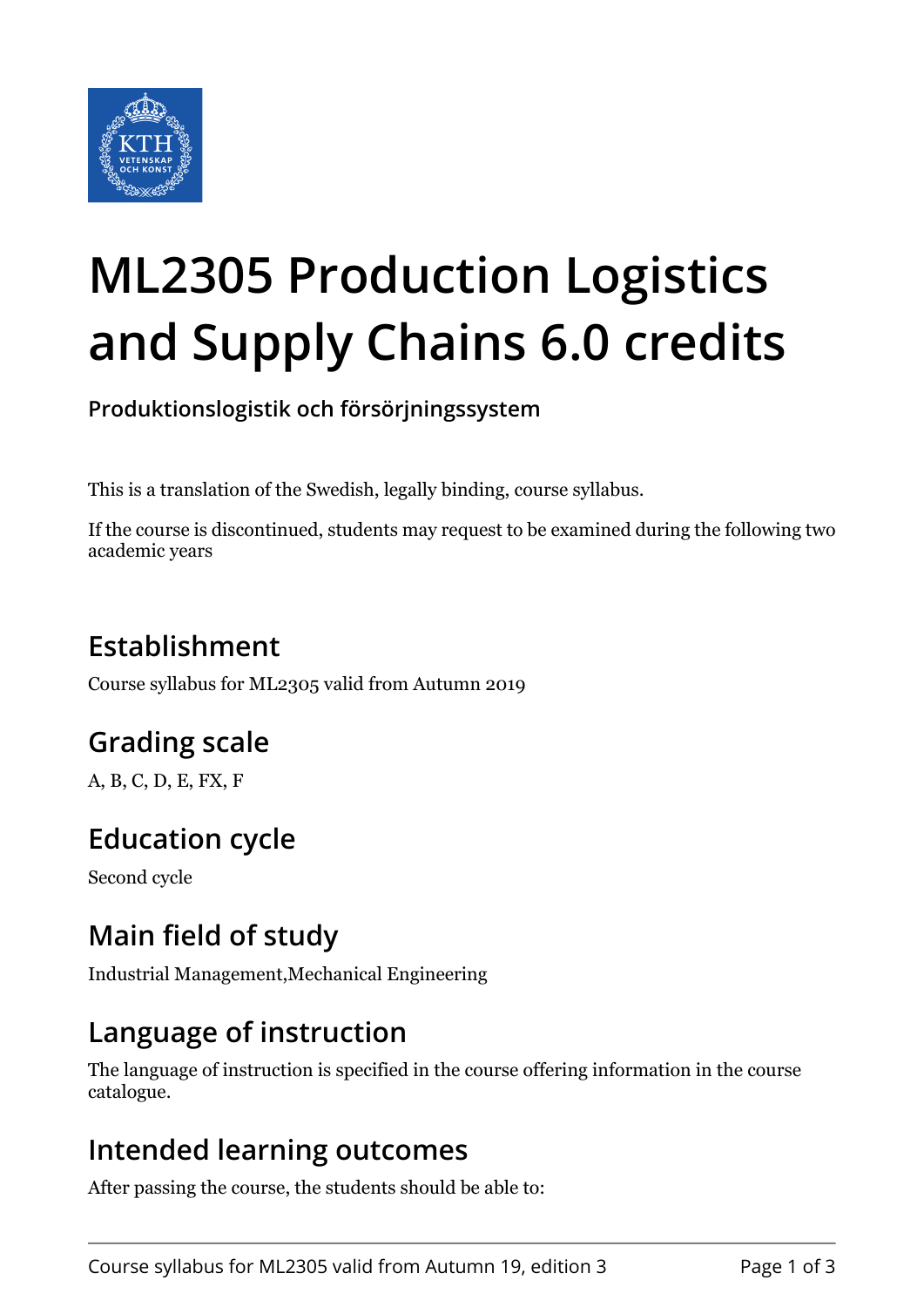# ML2305 Production Logistics and Supply Chains 6.0 credits

**Produktionslogistik och försörjningssystem**

This is a translation of the Swedish, legally binding, course syllabus.

If the course is discontinued, students may request to be examined during the following two academic years

## Establishment

Course syllabus for ML2305 valid from Autumn 2019

## Grading scale

A, B, C, D, E, FX, F

## Education cycle

Second cycle

## Main field of study

Industrial Management,Mechanical Engineering

## Language of instruction

The language of instruction is specified in the course offering information in the course catalogue.

## Intended learning outcomes

After passing the course, the students should be able to: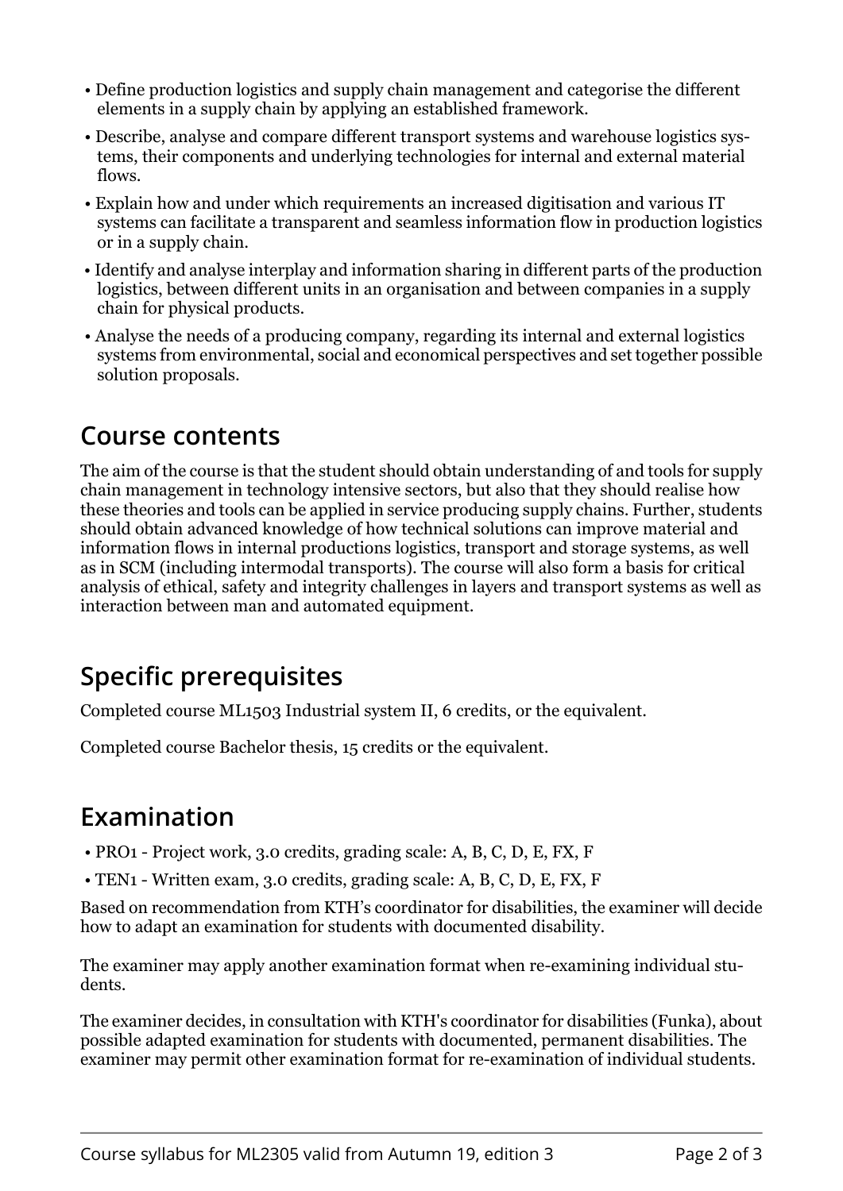- Define production logistics and supply chain management and categorise the different elements in a supply chain by applying an established framework.
- Describe, analyse and compare different transport systems and warehouse logistics systems, their components and underlying technologies for internal and external material flows.
- Explain how and under which requirements an increased digitisation and various IT systems can facilitate a transparent and seamless information flow in production logistics or in a supply chain.
- Identify and analyse interplay and information sharing in different parts of the production logistics, between different units in an organisation and between companies in a supply chain for physical products.
- Analyse the needs of a producing company, regarding its internal and external logistics systems from environmental, social and economical perspectives and set together possible solution proposals.

## Course contents

The aim of the course is that the student should obtain understanding of and tools for supply chain management in technology intensive sectors, but also that they should realise how these theories and tools can be applied in service producing supply chains. Further, students should obtain advanced knowledge of how technical solutions can improve material and information flows in internal productions logistics, transport and storage systems, as well as in SCM (including intermodal transports). The course will also form a basis for critical analysis of ethical, safety and integrity challenges in layers and transport systems as well as interaction between man and automated equipment.

## Specific prerequisites

Completed course ML1503 Industrial system II, 6 credits, or the equivalent.

Completed course Bachelor thesis, 15 credits or the equivalent.

## Examination

- PRO1 - Project work, 3.0 credits, grading scale: A, B, C, D, E, FX, F
- TEN1 - Written exam, 3.0 credits, grading scale: A, B, C, D, E, FX, F

Based on recommendation from KTH's coordinator for disabilities, the examiner will decide how to adapt an examination for students with documented disability.

The examiner may apply another examination format when re-examining individual students.

The examiner decides, in consultation with KTH's coordinator for disabilities (Funka), about possible adapted examination for students with documented, permanent disabilities. The examiner may permit other examination format for re-examination of individual students.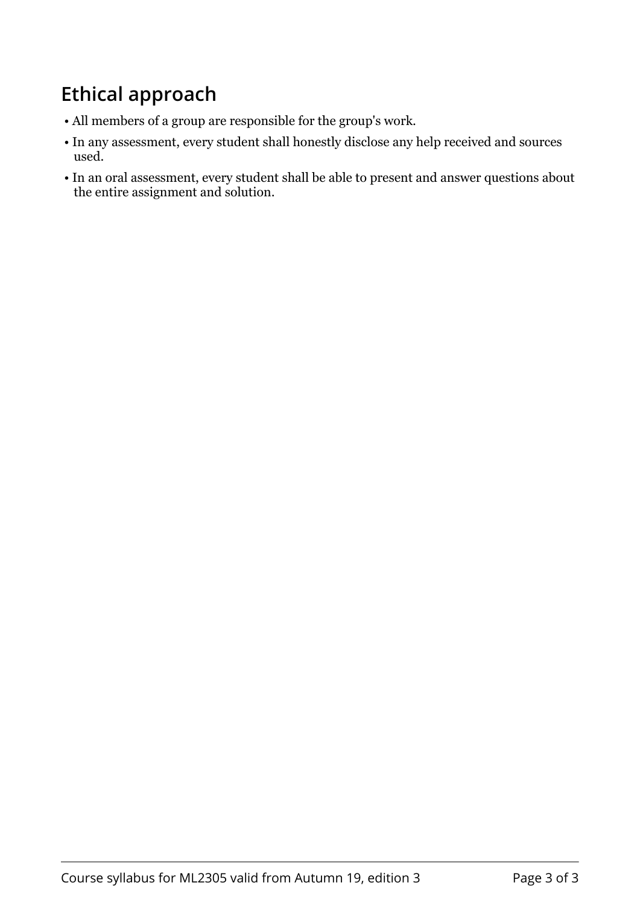## Ethical approach

- All members of a group are responsible for the group's work.
- In any assessment, every student shall honestly disclose any help received and sources used.
- In an oral assessment, every student shall be able to present and answer questions about the entire assignment and solution.